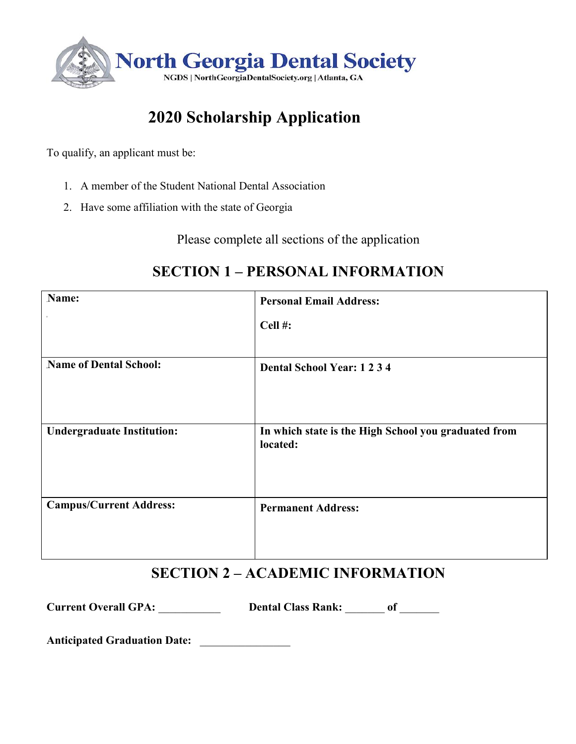# North Georgia Dental Society

NGDS | NorthGeorgiaDentalSociety.org | Atlanta, GA

## 2020 Scholarship Application

To qualify, an applicant must be:

1. A member of the Student National Dental Association
2. Have some affiliation with the state of Georgia

Please complete all sections of the application

## SECTION 1 – PERSONAL INFORMATION

| **Name:** | **Personal Email Address:**<br><br>**Cell #:** |
|---|---|
| **Name of Dental School:** | **Dental School Year: 1 2 3 4** |
| **Undergraduate Institution:** | **In which state is the High School you graduated from located:** |
| **Campus/Current Address:** | **Permanent Address:** |

## SECTION 2 – ACADEMIC INFORMATION

**Current Overall GPA:** ___________ **Dental Class Rank:** _______ **of** _______

**Anticipated Graduation Date:** ________________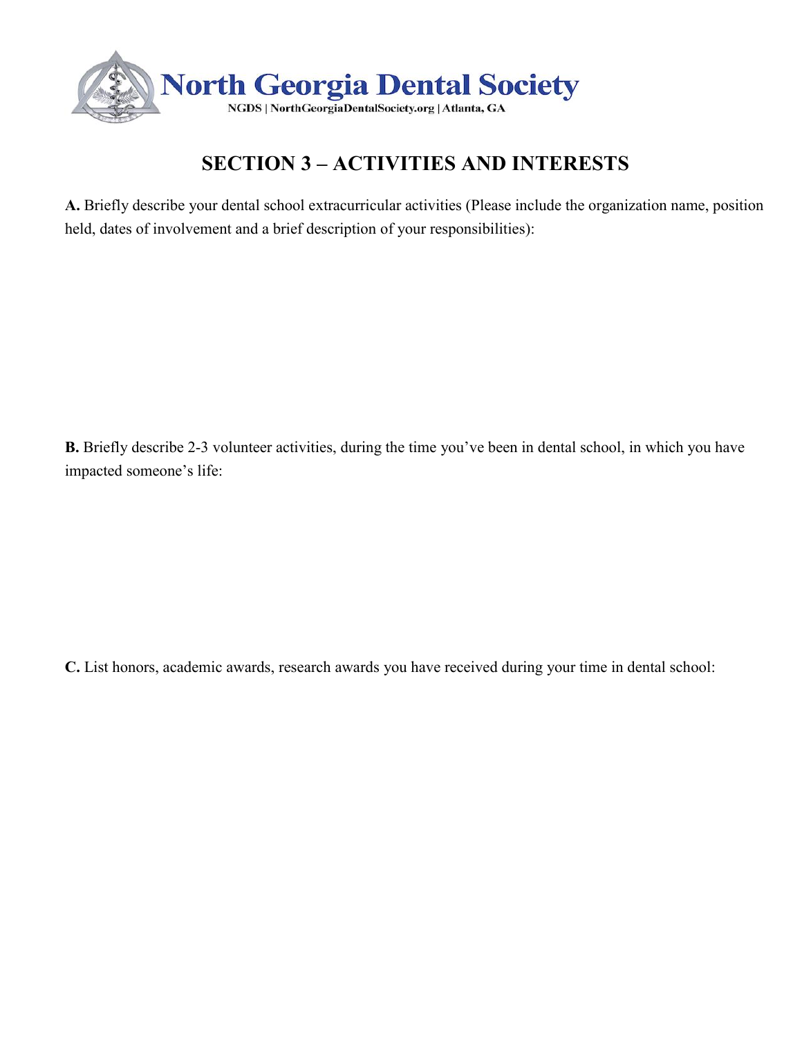# SECTION 3 – ACTIVITIES AND INTERESTS

**A.** Briefly describe your dental school extracurricular activities (Please include the organization name, position held, dates of involvement and a brief description of your responsibilities):

**B.** Briefly describe 2-3 volunteer activities, during the time you've been in dental school, in which you have impacted someone's life:

**C.** List honors, academic awards, research awards you have received during your time in dental school: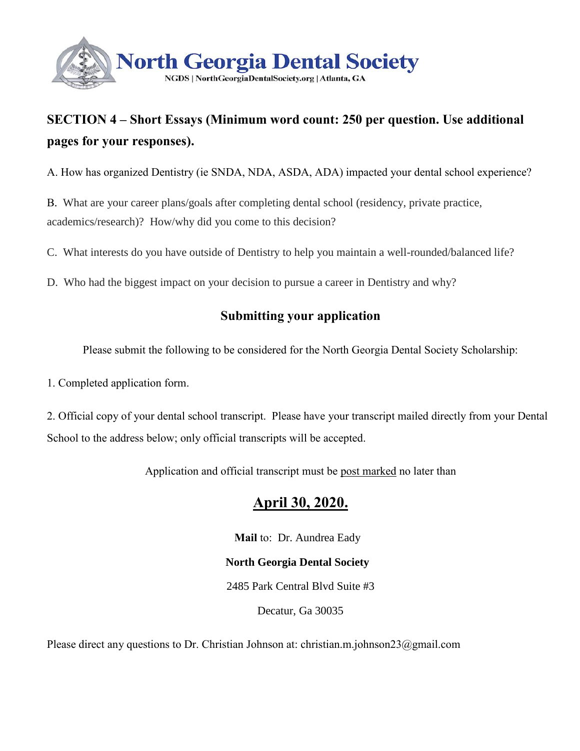# North Georgia Dental Society

NGDS | NorthGeorgiaDentalSociety.org | Atlanta, GA

## SECTION 4 – Short Essays (Minimum word count: 250 per question. Use additional pages for your responses).

A. How has organized Dentistry (ie SNDA, NDA, ASDA, ADA) impacted your dental school experience?

B. What are your career plans/goals after completing dental school (residency, private practice, academics/research)? How/why did you come to this decision?

C. What interests do you have outside of Dentistry to help you maintain a well-rounded/balanced life?

D. Who had the biggest impact on your decision to pursue a career in Dentistry and why?

## Submitting your application

Please submit the following to be considered for the North Georgia Dental Society Scholarship:

1. Completed application form.

2. Official copy of your dental school transcript. Please have your transcript mailed directly from your Dental School to the address below; only official transcripts will be accepted.

Application and official transcript must be post marked no later than

## April 30, 2020.

**Mail** to: Dr. Aundrea Eady

**North Georgia Dental Society**

2485 Park Central Blvd Suite #3

Decatur, Ga 30035

Please direct any questions to Dr. Christian Johnson at: christian.m.johnson23@gmail.com